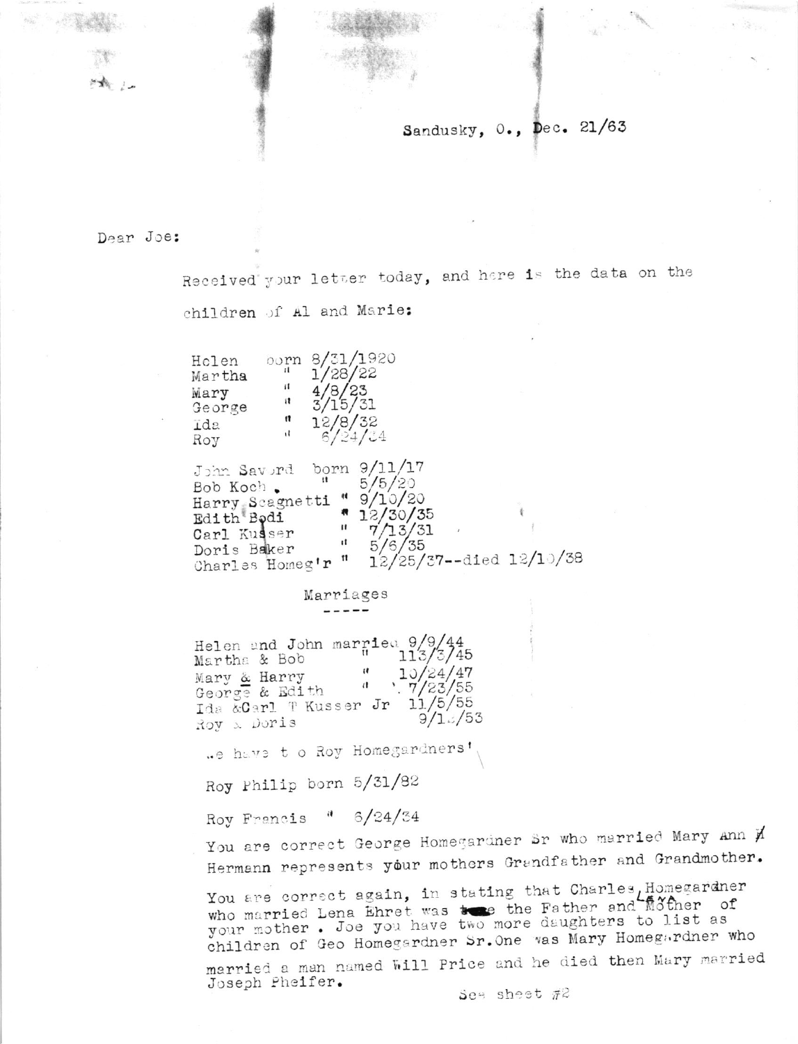Sandusky, O., Dec. 21/63

Dear Joe:

Received your letter today, and here is the data on the children of Al and Marie:

```
Helen      born 8/31/1920
Martha      "   1/28/22
Mary        "   4/8/23
George      "   3/15/31
Ida         "   12/8/32
Roy         "   6/24/34

John Savord    born 9/11/17
Bob Koch .      "   5/5/20
Harry Scagnetti "   9/10/20
Edith Bodi      "   12/30/35
Carl Kusser     "   7/13/31
Doris Baker     "   5/6/35
Charles Homeg'r "   12/25/37--died 12/10/38
```

Marriages
-----

```
Helen and John married 9/9/44
Martha & Bob        "   113/3/45
Mary & Harry        "   10/24/47
George & Edith      "   7/23/55
Ida &Carl T Kusser Jr  11/5/55
Roy & Doris            9/1_/53
```

We have two Roy Homegardners'

Roy Philip born 5/31/82

Roy Francis " 6/24/34

You are correct George Homegardner Sr who married Mary Ann Hermann represents your mothers Grandfather and Grandmother.

You are correct again, in stating that Charles Homegardner who married Lena Ehret was the Father and Mother of your mother . Joe you have two more daughters to list as children of Geo Homegardner Sr. One was Mary Homegardner who married a man named Will Price and he died then Mary married Joseph Pheifer.

See sheet #2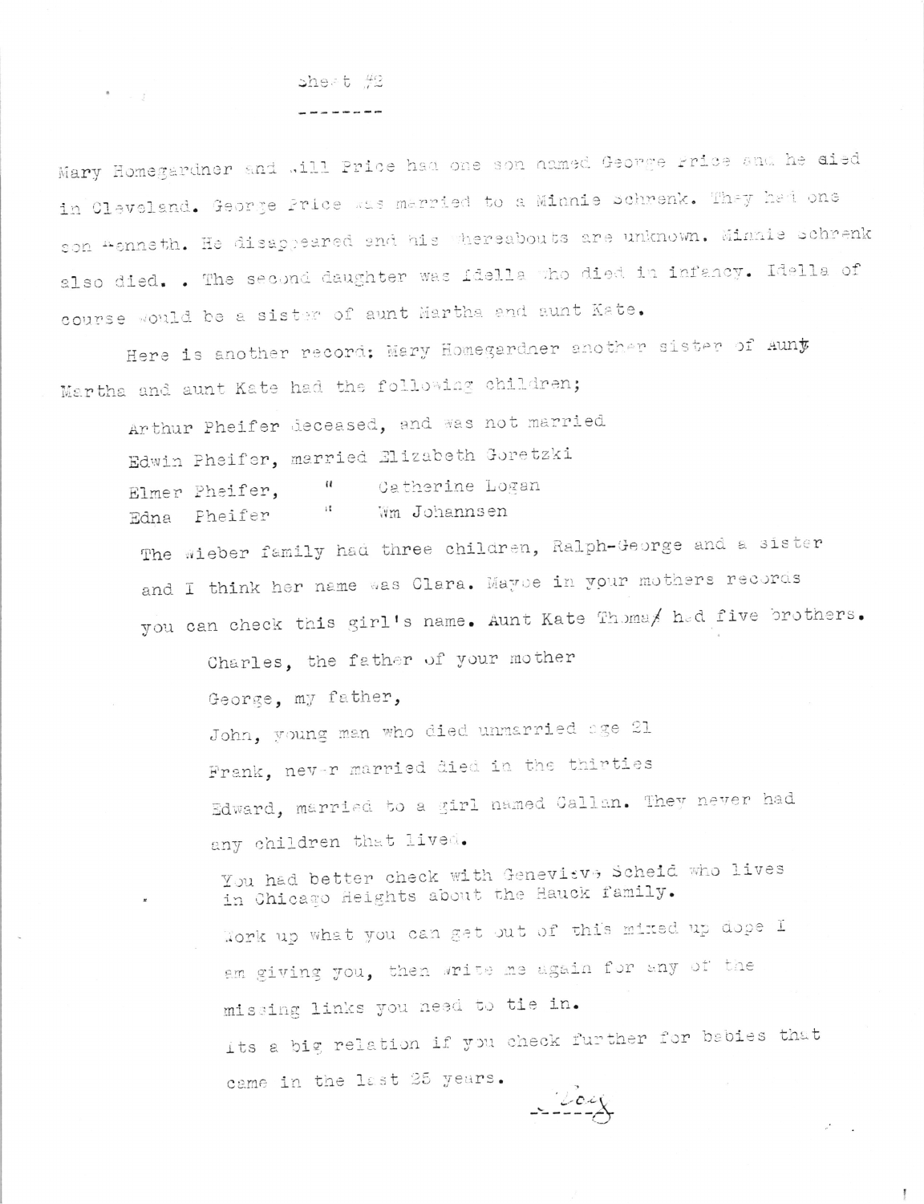Sheet #2

--------

Mary Homegardner and Will Price had one son named George Price and he died in Cleveland. George Price was married to a Minnie Schrenk. They had one son Kenneth. He disappeared and his whereabouts are unknown. Minnie Schrenk also died. . The second daughter was Idella who died in infancy. Idella of course would be a sister of aunt Martha and aunt Kate.

Here is another record; Mary Homegardner another sister of Aunt Martha and aunt Kate had the following children;

Arthur Pheifer deceased, and was not married
Edwin Pheifer, married Elizabeth Goretzki
Elmer Pheifer, " Catherine Logan
Edna Pheifer " Wm Johannsen

The Wieber family had three children, Ralph-George and a sister and I think her name was Clara. Maybe in your mothers records you can check this girl's name. Aunt Kate Thomas had five brothers.

Charles, the father of your mother
George, my father,
John, young man who died unmarried age 21
Frank, never married died in the thirties
Edward, married to a girl named Callan. They never had any children that lived.

You had better check with Genevieve Scheid who lives in Chicago Heights about the Hauck family.

Work up what you can get out of this mixed up dope I am giving you, then write me again for any of the missing links you need to tie in.

Its a big relation if you check further for babies that came in the last 25 years.

Cody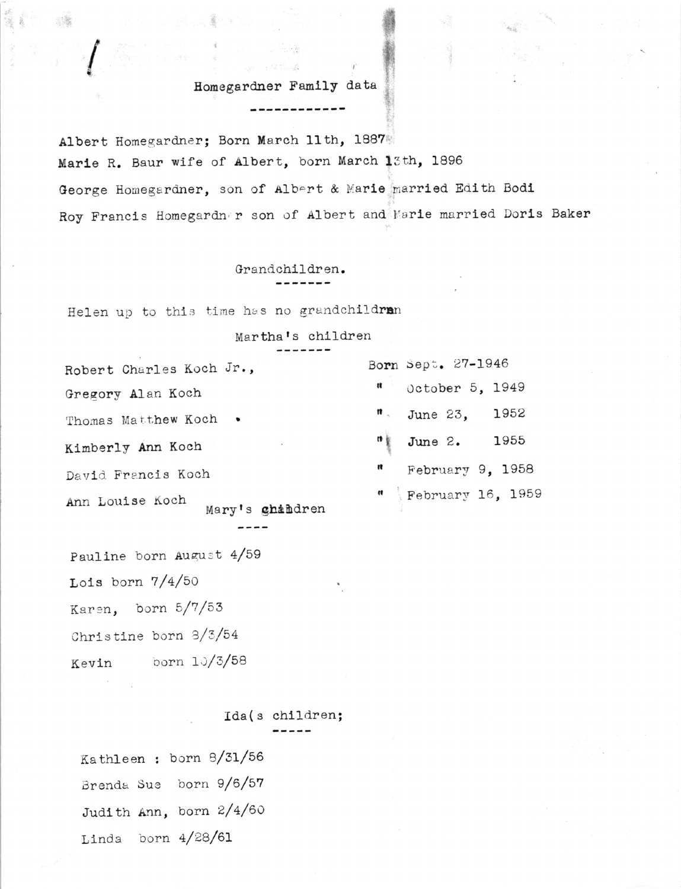/

# Homegardner Family data

------------

Albert Homegardner; Born March 11th, 1887

Marie R. Baur wife of Albert, born March 13th, 1896

George Homegardner, son of Albert & Marie married Edith Bodi

Roy Francis Homegardner son of Albert and Marie married Doris Baker

## Grandchildren.

-------

Helen up to this time has no grandchildren

### Martha's children

-------

| | |
|---|---|
| Robert Charles Koch Jr., | Born Sept. 27-1946 |
| Gregory Alan Koch | " October 5, 1949 |
| Thomas Matthew Koch • | " June 23, 1952 |
| Kimberly Ann Koch | " June 2. 1955 |
| David Francis Koch | " February 9, 1958 |
| Ann Louise Koch | " February 16, 1959 |

### Mary's children

----

Pauline born August 4/59

Lois born 7/4/50

Karen, born 5/7/53

Christine born 8/3/54

Kevin born 10/3/58

### Ida(s children;

-----

Kathleen : born 8/31/56

Brenda Sue born 9/6/57

Judith Ann, born 2/4/60

Linda born 4/28/61